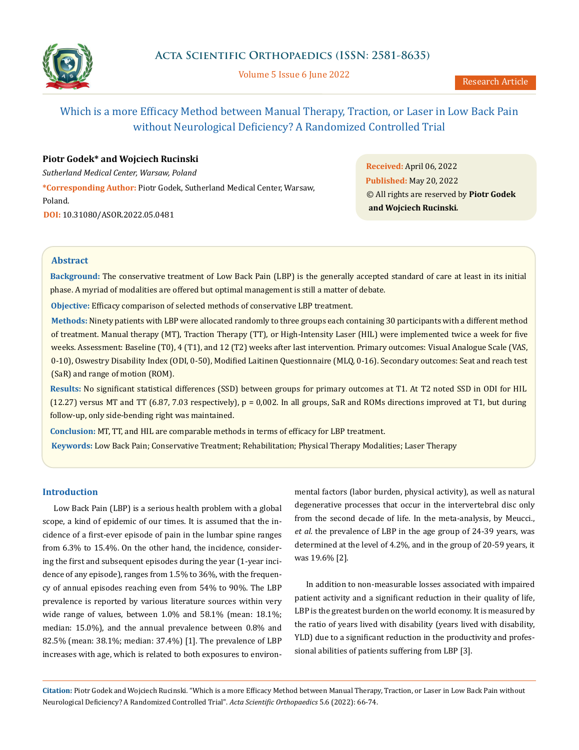# Which is a more Efficacy Method between Manual Therapy, Traction, or Laser in Low Back Pain without Neurological Deficiency? A Randomized Controlled Trial

**Piotr Godek\* and Wojciech Rucinski**

*Sutherland Medical Center, Warsaw, Poland*

**\*Corresponding Author:** Piotr Godek, Sutherland Medical Center, Warsaw, Poland.

**DOI:** 10.31080/ASOR.2022.05.0481

**Received:** April 06, 2022
**Published:** May 20, 2022
© All rights are reserved by **Piotr Godek and Wojciech Rucinski.**

## Abstract

**Background:** The conservative treatment of Low Back Pain (LBP) is the generally accepted standard of care at least in its initial phase. A myriad of modalities are offered but optimal management is still a matter of debate.

**Objective:** Efficacy comparison of selected methods of conservative LBP treatment.

**Methods:** Ninety patients with LBP were allocated randomly to three groups each containing 30 participants with a different method of treatment. Manual therapy (MT), Traction Therapy (TT), or High-Intensity Laser (HIL) were implemented twice a week for five weeks. Assessment: Baseline (T0), 4 (T1), and 12 (T2) weeks after last intervention. Primary outcomes: Visual Analogue Scale (VAS, 0-10), Oswestry Disability Index (ODI, 0-50), Modified Laitinen Questionnaire (MLQ, 0-16). Secondary outcomes: Seat and reach test (SaR) and range of motion (ROM).

**Results:** No significant statistical differences (SSD) between groups for primary outcomes at T1. At T2 noted SSD in ODI for HIL (12.27) versus MT and TT (6.87, 7.03 respectively), p = 0,002. In all groups, SaR and ROMs directions improved at T1, but during follow-up, only side-bending right was maintained.

**Conclusion:** MT, TT, and HIL are comparable methods in terms of efficacy for LBP treatment.

**Keywords:** Low Back Pain; Conservative Treatment; Rehabilitation; Physical Therapy Modalities; Laser Therapy

## Introduction

Low Back Pain (LBP) is a serious health problem with a global scope, a kind of epidemic of our times. It is assumed that the incidence of a first-ever episode of pain in the lumbar spine ranges from 6.3% to 15.4%. On the other hand, the incidence, considering the first and subsequent episodes during the year (1-year incidence of any episode), ranges from 1.5% to 36%, with the frequency of annual episodes reaching even from 54% to 90%. The LBP prevalence is reported by various literature sources within very wide range of values, between 1.0% and 58.1% (mean: 18.1%; median: 15.0%), and the annual prevalence between 0.8% and 82.5% (mean: 38.1%; median: 37.4%) [1]. The prevalence of LBP increases with age, which is related to both exposures to environmental factors (labor burden, physical activity), as well as natural degenerative processes that occur in the intervertebral disc only from the second decade of life. In the meta-analysis, by Meucci., *et al.* the prevalence of LBP in the age group of 24-39 years, was determined at the level of 4.2%, and in the group of 20-59 years, it was 19.6% [2].

In addition to non-measurable losses associated with impaired patient activity and a significant reduction in their quality of life, LBP is the greatest burden on the world economy. It is measured by the ratio of years lived with disability (years lived with disability, YLD) due to a significant reduction in the productivity and professional abilities of patients suffering from LBP [3].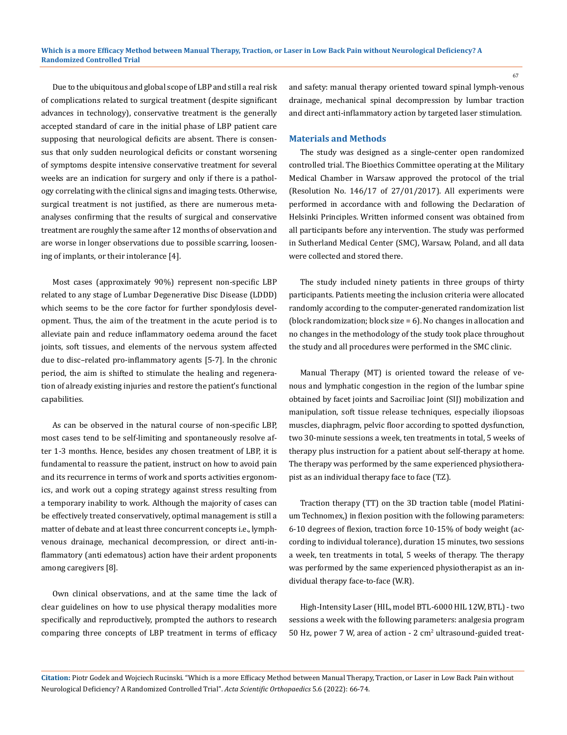Due to the ubiquitous and global scope of LBP and still a real risk of complications related to surgical treatment (despite significant advances in technology), conservative treatment is the generally accepted standard of care in the initial phase of LBP patient care supposing that neurological deficits are absent. There is consensus that only sudden neurological deficits or constant worsening of symptoms despite intensive conservative treatment for several weeks are an indication for surgery and only if there is a pathology correlating with the clinical signs and imaging tests. Otherwise, surgical treatment is not justified, as there are numerous meta-analyses confirming that the results of surgical and conservative treatment are roughly the same after 12 months of observation and are worse in longer observations due to possible scarring, loosening of implants, or their intolerance [4].

Most cases (approximately 90%) represent non-specific LBP related to any stage of Lumbar Degenerative Disc Disease (LDDD) which seems to be the core factor for further spondylosis development. Thus, the aim of the treatment in the acute period is to alleviate pain and reduce inflammatory oedema around the facet joints, soft tissues, and elements of the nervous system affected due to disc–related pro-inflammatory agents [5-7]. In the chronic period, the aim is shifted to stimulate the healing and regeneration of already existing injuries and restore the patient's functional capabilities.

As can be observed in the natural course of non-specific LBP, most cases tend to be self-limiting and spontaneously resolve after 1-3 months. Hence, besides any chosen treatment of LBP, it is fundamental to reassure the patient, instruct on how to avoid pain and its recurrence in terms of work and sports activities ergonomics, and work out a coping strategy against stress resulting from a temporary inability to work. Although the majority of cases can be effectively treated conservatively, optimal management is still a matter of debate and at least three concurrent concepts i.e., lymph-venous drainage, mechanical decompression, or direct anti-inflammatory (anti edematous) action have their ardent proponents among caregivers [8].

Own clinical observations, and at the same time the lack of clear guidelines on how to use physical therapy modalities more specifically and reproductively, prompted the authors to research comparing three concepts of LBP treatment in terms of efficacy and safety: manual therapy oriented toward spinal lymph-venous drainage, mechanical spinal decompression by lumbar traction and direct anti-inflammatory action by targeted laser stimulation.

## Materials and Methods

The study was designed as a single-center open randomized controlled trial. The Bioethics Committee operating at the Military Medical Chamber in Warsaw approved the protocol of the trial (Resolution No. 146/17 of 27/01/2017). All experiments were performed in accordance with and following the Declaration of Helsinki Principles. Written informed consent was obtained from all participants before any intervention. The study was performed in Sutherland Medical Center (SMC), Warsaw, Poland, and all data were collected and stored there.

The study included ninety patients in three groups of thirty participants. Patients meeting the inclusion criteria were allocated randomly according to the computer-generated randomization list (block randomization; block size = 6). No changes in allocation and no changes in the methodology of the study took place throughout the study and all procedures were performed in the SMC clinic.

Manual Therapy (MT) is oriented toward the release of venous and lymphatic congestion in the region of the lumbar spine obtained by facet joints and Sacroiliac Joint (SIJ) mobilization and manipulation, soft tissue release techniques, especially iliopsoas muscles, diaphragm, pelvic floor according to spotted dysfunction, two 30-minute sessions a week, ten treatments in total, 5 weeks of therapy plus instruction for a patient about self-therapy at home. The therapy was performed by the same experienced physiotherapist as an individual therapy face to face (T.Z).

Traction therapy (TT) on the 3D traction table (model Platinium Technomex,) in flexion position with the following parameters: 6-10 degrees of flexion, traction force 10-15% of body weight (according to individual tolerance), duration 15 minutes, two sessions a week, ten treatments in total, 5 weeks of therapy. The therapy was performed by the same experienced physiotherapist as an individual therapy face-to-face (W.R).

High-Intensity Laser (HIL, model BTL-6000 HIL 12W, BTL) - two sessions a week with the following parameters: analgesia program 50 Hz, power 7 W, area of action - 2 cm$^2$ ultrasound-guided treat-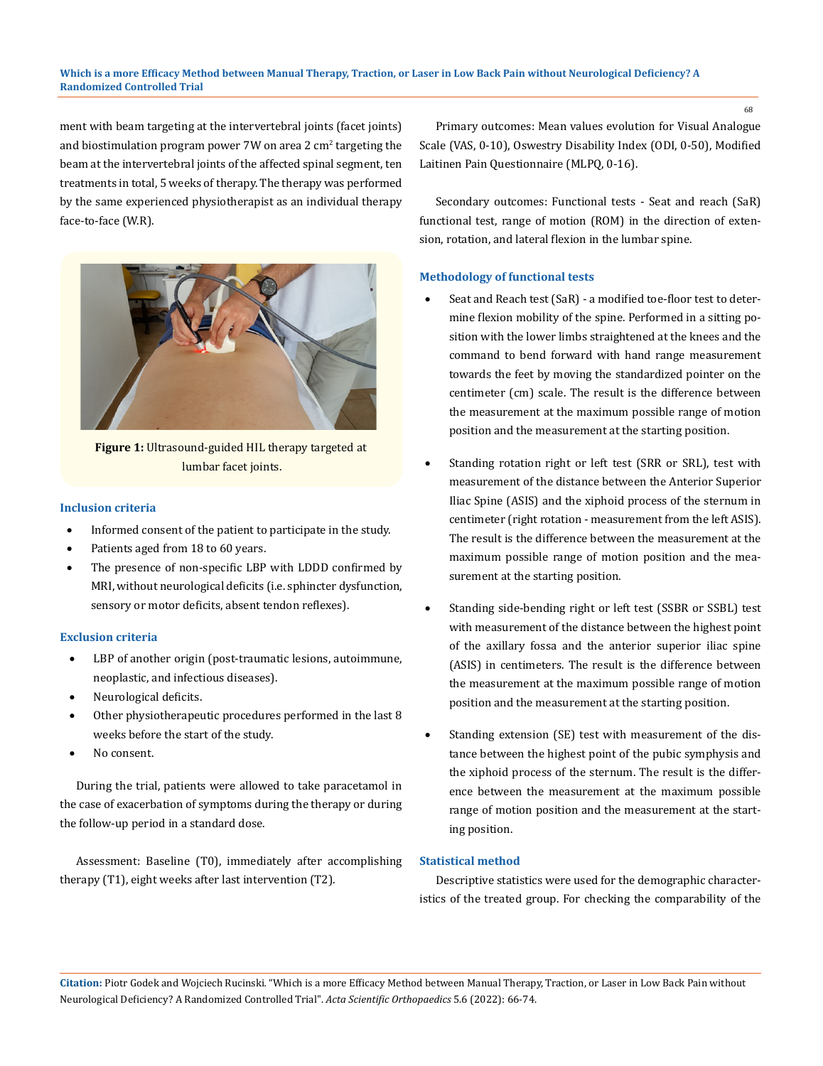ment with beam targeting at the intervertebral joints (facet joints) and biostimulation program power 7W on area 2 $cm^2$ targeting the beam at the intervertebral joints of the affected spinal segment, ten treatments in total, 5 weeks of therapy. The therapy was performed by the same experienced physiotherapist as an individual therapy face-to-face (W.R).

**Figure 1:** Ultrasound-guided HIL therapy targeted at lumbar facet joints.

### Inclusion criteria

- Informed consent of the patient to participate in the study.
- Patients aged from 18 to 60 years.
- The presence of non-specific LBP with LDDD confirmed by MRI, without neurological deficits (i.e. sphincter dysfunction, sensory or motor deficits, absent tendon reflexes).

### Exclusion criteria

- LBP of another origin (post-traumatic lesions, autoimmune, neoplastic, and infectious diseases).
- Neurological deficits.
- Other physiotherapeutic procedures performed in the last 8 weeks before the start of the study.
- No consent.

During the trial, patients were allowed to take paracetamol in the case of exacerbation of symptoms during the therapy or during the follow-up period in a standard dose.

Assessment: Baseline (T0), immediately after accomplishing therapy (T1), eight weeks after last intervention (T2).

Primary outcomes: Mean values evolution for Visual Analogue Scale (VAS, 0-10), Oswestry Disability Index (ODI, 0-50), Modified Laitinen Pain Questionnaire (MLPQ, 0-16).

Secondary outcomes: Functional tests - Seat and reach (SaR) functional test, range of motion (ROM) in the direction of extension, rotation, and lateral flexion in the lumbar spine.

### Methodology of functional tests

- Seat and Reach test (SaR) - a modified toe-floor test to determine flexion mobility of the spine. Performed in a sitting position with the lower limbs straightened at the knees and the command to bend forward with hand range measurement towards the feet by moving the standardized pointer on the centimeter (cm) scale. The result is the difference between the measurement at the maximum possible range of motion position and the measurement at the starting position.
- Standing rotation right or left test (SRR or SRL), test with measurement of the distance between the Anterior Superior Iliac Spine (ASIS) and the xiphoid process of the sternum in centimeter (right rotation - measurement from the left ASIS). The result is the difference between the measurement at the maximum possible range of motion position and the measurement at the starting position.
- Standing side-bending right or left test (SSBR or SSBL) test with measurement of the distance between the highest point of the axillary fossa and the anterior superior iliac spine (ASIS) in centimeters. The result is the difference between the measurement at the maximum possible range of motion position and the measurement at the starting position.
- Standing extension (SE) test with measurement of the distance between the highest point of the pubic symphysis and the xiphoid process of the sternum. The result is the difference between the measurement at the maximum possible range of motion position and the measurement at the starting position.

### Statistical method

Descriptive statistics were used for the demographic characteristics of the treated group. For checking the comparability of the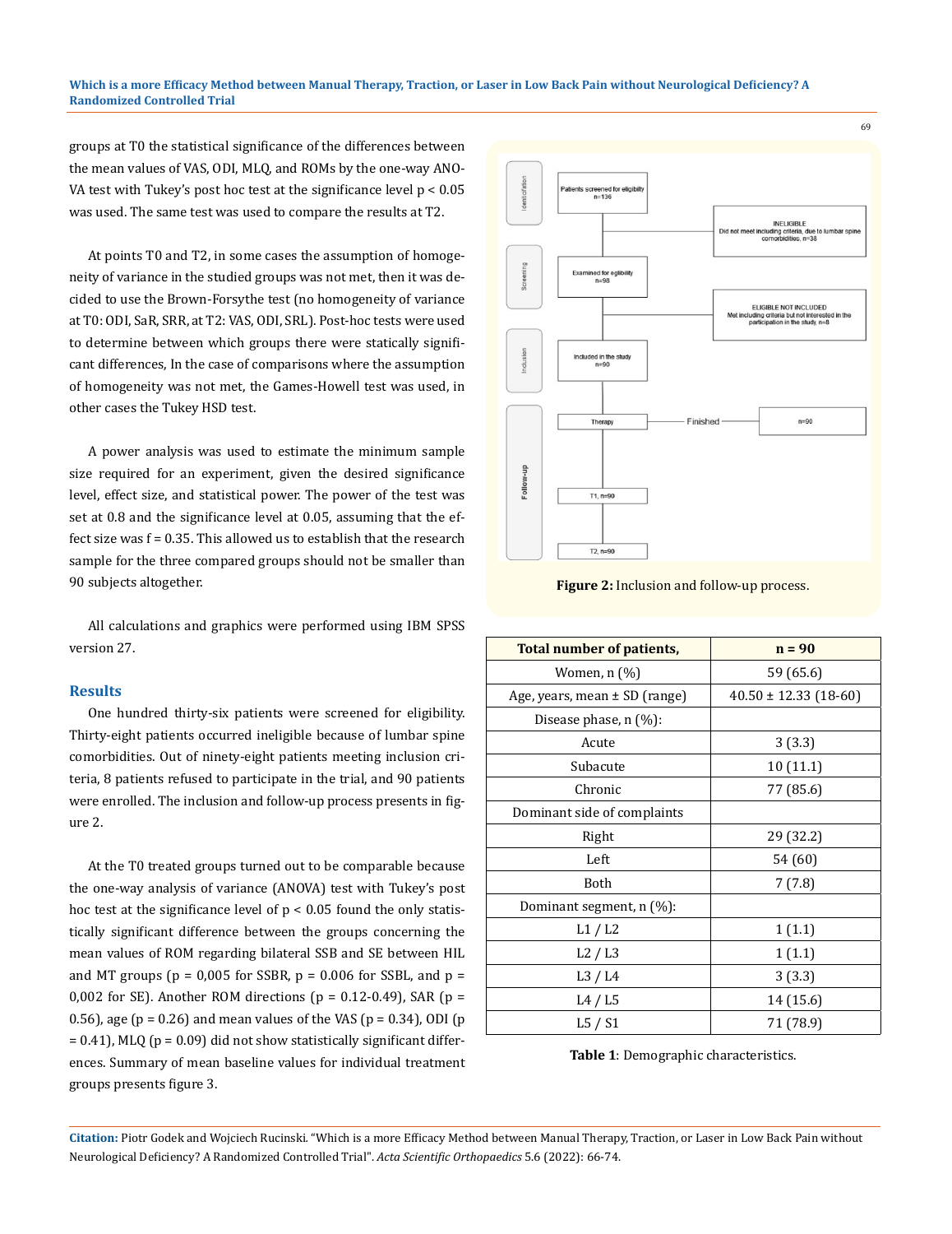groups at T0 the statistical significance of the differences between the mean values of VAS, ODI, MLQ, and ROMs by the one-way ANOVA test with Tukey's post hoc test at the significance level $p < 0.05$ was used. The same test was used to compare the results at T2.

At points T0 and T2, in some cases the assumption of homogeneity of variance in the studied groups was not met, then it was decided to use the Brown-Forsythe test (no homogeneity of variance at T0: ODI, SaR, SRR, at T2: VAS, ODI, SRL). Post-hoc tests were used to determine between which groups there were statically significant differences, In the case of comparisons where the assumption of homogeneity was not met, the Games-Howell test was used, in other cases the Tukey HSD test.

A power analysis was used to estimate the minimum sample size required for an experiment, given the desired significance level, effect size, and statistical power. The power of the test was set at 0.8 and the significance level at 0.05, assuming that the effect size was $f = 0.35$. This allowed us to establish that the research sample for the three compared groups should not be smaller than 90 subjects altogether.

All calculations and graphics were performed using IBM SPSS version 27.

## Results

One hundred thirty-six patients were screened for eligibility. Thirty-eight patients occurred ineligible because of lumbar spine comorbidities. Out of ninety-eight patients meeting inclusion criteria, 8 patients refused to participate in the trial, and 90 patients were enrolled. The inclusion and follow-up process presents in figure 2.

At the T0 treated groups turned out to be comparable because the one-way analysis of variance (ANOVA) test with Tukey's post hoc test at the significance level of $p < 0.05$ found the only statistically significant difference between the groups concerning the mean values of ROM regarding bilateral SSB and SE between HIL and MT groups ($p = 0,005$ for SSBR, $p = 0.006$ for SSBL, and $p = 0,002$ for SE). Another ROM directions ($p = 0.12\text{-}0.49$), SAR ($p = 0.56$), age ($p = 0.26$) and mean values of the VAS ($p = 0.34$), ODI ($p = 0.41$), MLQ ($p = 0.09$) did not show statistically significant differences. Summary of mean baseline values for individual treatment groups presents figure 3.

**Figure 2:** Inclusion and follow-up process.

| Total number of patients, | n = 90 |
|---|---|
| Women, n (%) | 59 (65.6) |
| Age, years, mean ± SD (range) | 40.50 ± 12.33 (18-60) |
| Disease phase, n (%): | |
| Acute | 3 (3.3) |
| Subacute | 10 (11.1) |
| Chronic | 77 (85.6) |
| Dominant side of complaints | |
| Right | 29 (32.2) |
| Left | 54 (60) |
| Both | 7 (7.8) |
| Dominant segment, n (%): | |
| L1 / L2 | 1 (1.1) |
| L2 / L3 | 1 (1.1) |
| L3 / L4 | 3 (3.3) |
| L4 / L5 | 14 (15.6) |
| L5 / S1 | 71 (78.9) |

**Table 1**: Demographic characteristics.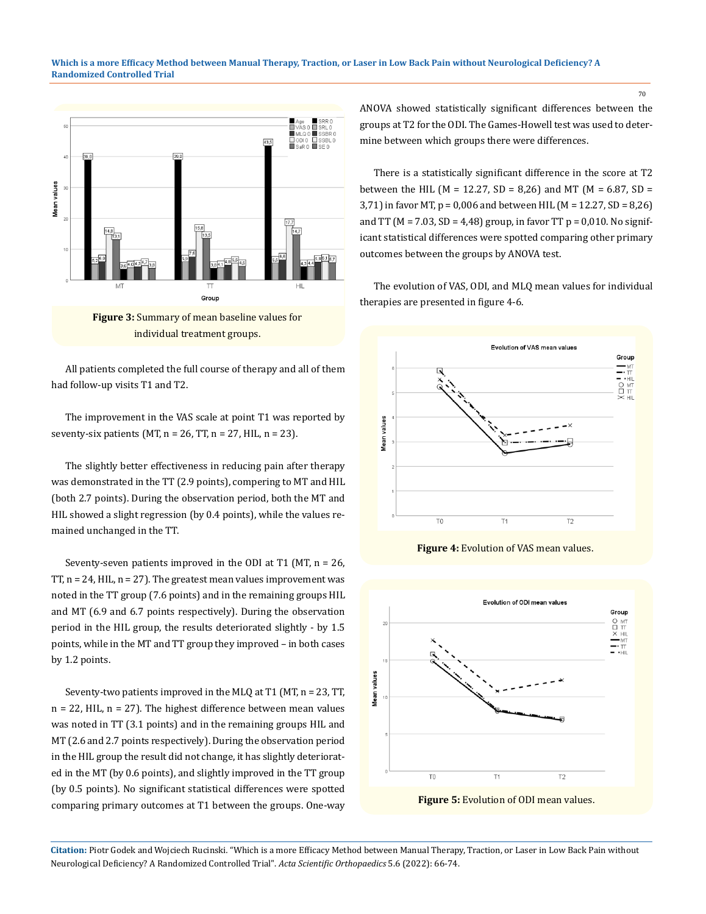**Figure 3:** Summary of mean baseline values for individual treatment groups.

All patients completed the full course of therapy and all of them had follow-up visits T1 and T2.

The improvement in the VAS scale at point T1 was reported by seventy-six patients (MT, n = 26, TT, n = 27, HIL, n = 23).

The slightly better effectiveness in reducing pain after therapy was demonstrated in the TT (2.9 points), compering to MT and HIL (both 2.7 points). During the observation period, both the MT and HIL showed a slight regression (by 0.4 points), while the values remained unchanged in the TT.

Seventy-seven patients improved in the ODI at T1 (MT, n = 26, TT, n = 24, HIL, n = 27). The greatest mean values improvement was noted in the TT group (7.6 points) and in the remaining groups HIL and MT (6.9 and 6.7 points respectively). During the observation period in the HIL group, the results deteriorated slightly - by 1.5 points, while in the MT and TT group they improved – in both cases by 1.2 points.

Seventy-two patients improved in the MLQ at T1 (MT, n = 23, TT, n = 22, HIL, n = 27). The highest difference between mean values was noted in TT (3.1 points) and in the remaining groups HIL and MT (2.6 and 2.7 points respectively). During the observation period in the HIL group the result did not change, it has slightly deteriorated in the MT (by 0.6 points), and slightly improved in the TT group (by 0.5 points). No significant statistical differences were spotted comparing primary outcomes at T1 between the groups. One-way ANOVA showed statistically significant differences between the groups at T2 for the ODI. The Games-Howell test was used to determine between which groups there were differences.

There is a statistically significant difference in the score at T2 between the HIL (M = 12.27, SD = 8,26) and MT (M = 6.87, SD = 3,71) in favor MT, p = 0,006 and between HIL (M = 12.27, SD = 8,26) and TT (M = 7.03, SD = 4,48) group, in favor TT p = 0,010. No significant statistical differences were spotted comparing other primary outcomes between the groups by ANOVA test.

The evolution of VAS, ODI, and MLQ mean values for individual therapies are presented in figure 4-6.

**Figure 4:** Evolution of VAS mean values.

**Figure 5:** Evolution of ODI mean values.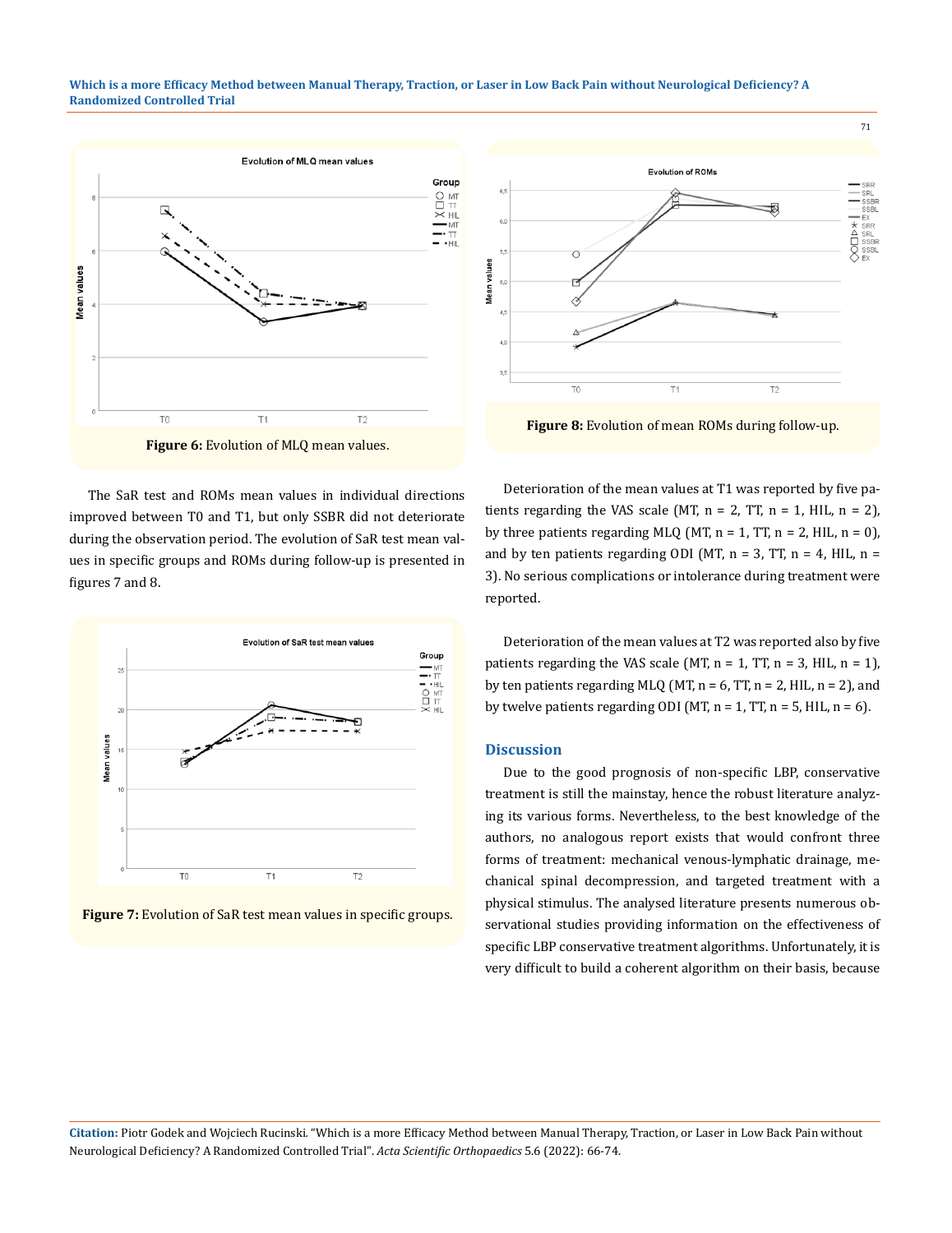Figure 6: Evolution of MLQ mean values.

The SaR test and ROMs mean values in individual directions improved between T0 and T1, but only SSBR did not deteriorate during the observation period. The evolution of SaR test mean values in specific groups and ROMs during follow-up is presented in figures 7 and 8.

Figure 7: Evolution of SaR test mean values in specific groups.

Figure 8: Evolution of mean ROMs during follow-up.

Deterioration of the mean values at T1 was reported by five patients regarding the VAS scale (MT, n = 2, TT, n = 1, HIL, n = 2), by three patients regarding MLQ (MT, n = 1, TT, n = 2, HIL, n = 0), and by ten patients regarding ODI (MT, n = 3, TT, n = 4, HIL, n = 3). No serious complications or intolerance during treatment were reported.

Deterioration of the mean values at T2 was reported also by five patients regarding the VAS scale (MT, n = 1, TT, n = 3, HIL, n = 1), by ten patients regarding MLQ (MT, n = 6, TT, n = 2, HIL, n = 2), and by twelve patients regarding ODI (MT, n = 1, TT, n = 5, HIL, n = 6).

## Discussion

Due to the good prognosis of non-specific LBP, conservative treatment is still the mainstay, hence the robust literature analyzing its various forms. Nevertheless, to the best knowledge of the authors, no analogous report exists that would confront three forms of treatment: mechanical venous-lymphatic drainage, mechanical spinal decompression, and targeted treatment with a physical stimulus. The analysed literature presents numerous observational studies providing information on the effectiveness of specific LBP conservative treatment algorithms. Unfortunately, it is very difficult to build a coherent algorithm on their basis, because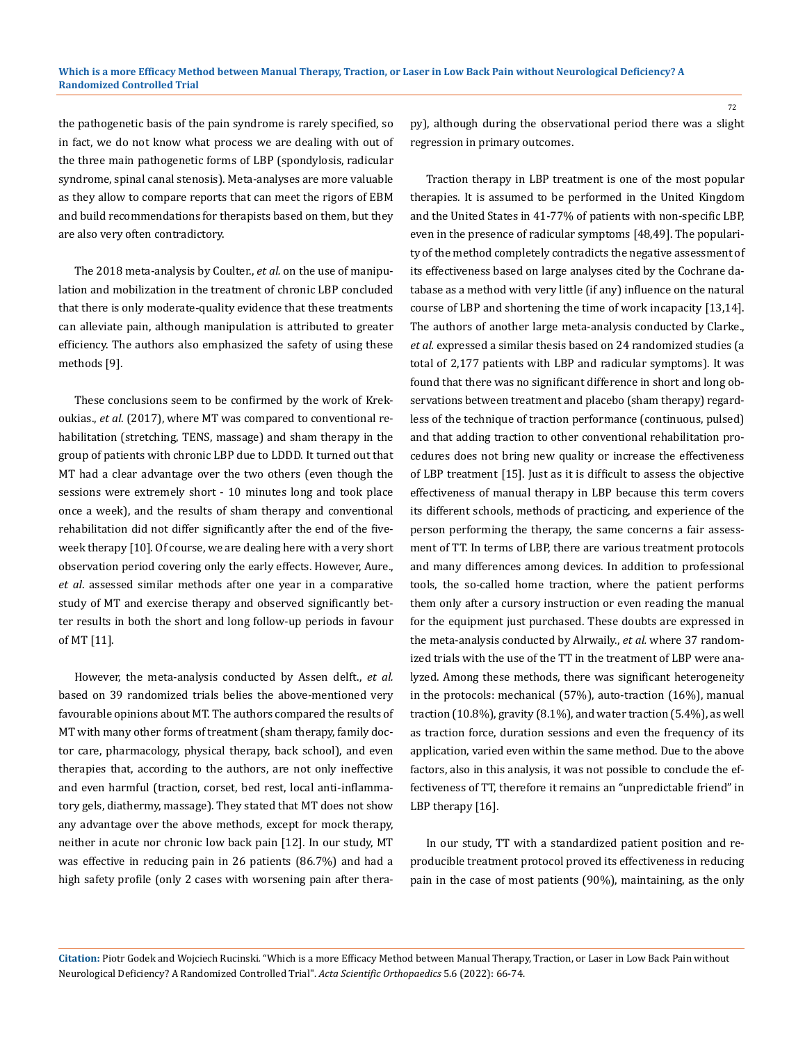the pathogenetic basis of the pain syndrome is rarely specified, so in fact, we do not know what process we are dealing with out of the three main pathogenetic forms of LBP (spondylosis, radicular syndrome, spinal canal stenosis). Meta-analyses are more valuable as they allow to compare reports that can meet the rigors of EBM and build recommendations for therapists based on them, but they are also very often contradictory.

The 2018 meta-analysis by Coulter., *et al.* on the use of manipulation and mobilization in the treatment of chronic LBP concluded that there is only moderate-quality evidence that these treatments can alleviate pain, although manipulation is attributed to greater efficiency. The authors also emphasized the safety of using these methods [9].

These conclusions seem to be confirmed by the work of Krekoukias., *et al*. (2017), where MT was compared to conventional rehabilitation (stretching, TENS, massage) and sham therapy in the group of patients with chronic LBP due to LDDD. It turned out that MT had a clear advantage over the two others (even though the sessions were extremely short - 10 minutes long and took place once a week), and the results of sham therapy and conventional rehabilitation did not differ significantly after the end of the five-week therapy [10]. Of course, we are dealing here with a very short observation period covering only the early effects. However, Aure., *et al*. assessed similar methods after one year in a comparative study of MT and exercise therapy and observed significantly better results in both the short and long follow-up periods in favour of MT [11].

However, the meta-analysis conducted by Assen delft., *et al.* based on 39 randomized trials belies the above-mentioned very favourable opinions about MT. The authors compared the results of MT with many other forms of treatment (sham therapy, family doctor care, pharmacology, physical therapy, back school), and even therapies that, according to the authors, are not only ineffective and even harmful (traction, corset, bed rest, local anti-inflammatory gels, diathermy, massage). They stated that MT does not show any advantage over the above methods, except for mock therapy, neither in acute nor chronic low back pain [12]. In our study, MT was effective in reducing pain in 26 patients (86.7%) and had a high safety profile (only 2 cases with worsening pain after therapy), although during the observational period there was a slight regression in primary outcomes.

Traction therapy in LBP treatment is one of the most popular therapies. It is assumed to be performed in the United Kingdom and the United States in 41-77% of patients with non-specific LBP, even in the presence of radicular symptoms [48,49]. The popularity of the method completely contradicts the negative assessment of its effectiveness based on large analyses cited by the Cochrane database as a method with very little (if any) influence on the natural course of LBP and shortening the time of work incapacity [13,14]. The authors of another large meta-analysis conducted by Clarke., *et al.* expressed a similar thesis based on 24 randomized studies (a total of 2,177 patients with LBP and radicular symptoms). It was found that there was no significant difference in short and long observations between treatment and placebo (sham therapy) regardless of the technique of traction performance (continuous, pulsed) and that adding traction to other conventional rehabilitation procedures does not bring new quality or increase the effectiveness of LBP treatment [15]. Just as it is difficult to assess the objective effectiveness of manual therapy in LBP because this term covers its different schools, methods of practicing, and experience of the person performing the therapy, the same concerns a fair assessment of TT. In terms of LBP, there are various treatment protocols and many differences among devices. In addition to professional tools, the so-called home traction, where the patient performs them only after a cursory instruction or even reading the manual for the equipment just purchased. These doubts are expressed in the meta-analysis conducted by Alrwaily., *et al.* where 37 randomized trials with the use of the TT in the treatment of LBP were analyzed. Among these methods, there was significant heterogeneity in the protocols: mechanical (57%), auto-traction (16%), manual traction (10.8%), gravity (8.1%), and water traction (5.4%), as well as traction force, duration sessions and even the frequency of its application, varied even within the same method. Due to the above factors, also in this analysis, it was not possible to conclude the effectiveness of TT, therefore it remains an "unpredictable friend" in LBP therapy [16].

In our study, TT with a standardized patient position and reproducible treatment protocol proved its effectiveness in reducing pain in the case of most patients (90%), maintaining, as the only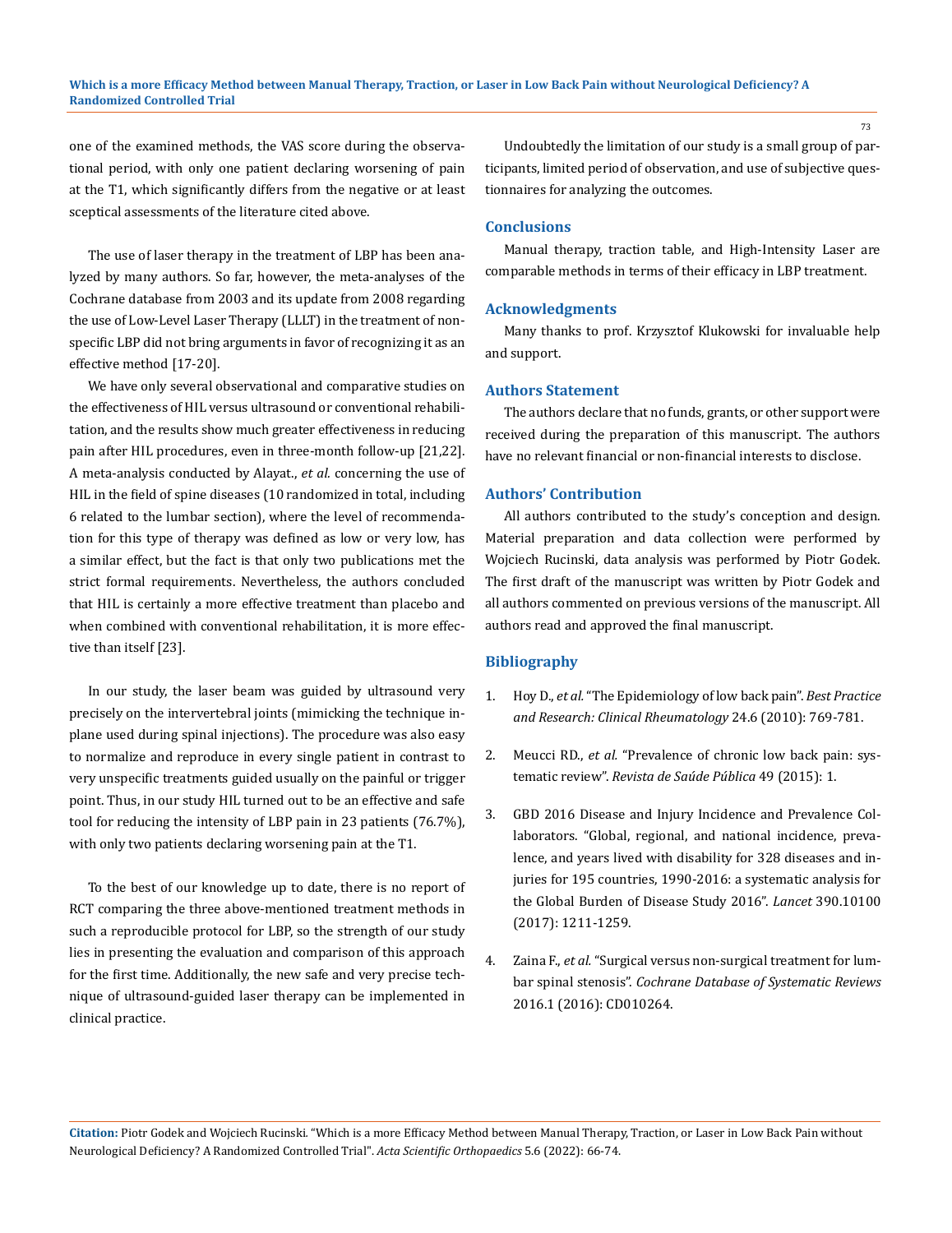one of the examined methods, the VAS score during the observational period, with only one patient declaring worsening of pain at the T1, which significantly differs from the negative or at least sceptical assessments of the literature cited above.

The use of laser therapy in the treatment of LBP has been analyzed by many authors. So far, however, the meta-analyses of the Cochrane database from 2003 and its update from 2008 regarding the use of Low-Level Laser Therapy (LLLT) in the treatment of non-specific LBP did not bring arguments in favor of recognizing it as an effective method [17-20].

We have only several observational and comparative studies on the effectiveness of HIL versus ultrasound or conventional rehabilitation, and the results show much greater effectiveness in reducing pain after HIL procedures, even in three-month follow-up [21,22]. A meta-analysis conducted by Alayat., *et al.* concerning the use of HIL in the field of spine diseases (10 randomized in total, including 6 related to the lumbar section), where the level of recommendation for this type of therapy was defined as low or very low, has a similar effect, but the fact is that only two publications met the strict formal requirements. Nevertheless, the authors concluded that HIL is certainly a more effective treatment than placebo and when combined with conventional rehabilitation, it is more effective than itself [23].

In our study, the laser beam was guided by ultrasound very precisely on the intervertebral joints (mimicking the technique in-plane used during spinal injections). The procedure was also easy to normalize and reproduce in every single patient in contrast to very unspecific treatments guided usually on the painful or trigger point. Thus, in our study HIL turned out to be an effective and safe tool for reducing the intensity of LBP pain in 23 patients (76.7%), with only two patients declaring worsening pain at the T1.

To the best of our knowledge up to date, there is no report of RCT comparing the three above-mentioned treatment methods in such a reproducible protocol for LBP, so the strength of our study lies in presenting the evaluation and comparison of this approach for the first time. Additionally, the new safe and very precise technique of ultrasound-guided laser therapy can be implemented in clinical practice.

Undoubtedly the limitation of our study is a small group of participants, limited period of observation, and use of subjective questionnaires for analyzing the outcomes.

## Conclusions

Manual therapy, traction table, and High-Intensity Laser are comparable methods in terms of their efficacy in LBP treatment.

## Acknowledgments

Many thanks to prof. Krzysztof Klukowski for invaluable help and support.

## Authors Statement

The authors declare that no funds, grants, or other support were received during the preparation of this manuscript. The authors have no relevant financial or non-financial interests to disclose.

## Authors' Contribution

All authors contributed to the study's conception and design. Material preparation and data collection were performed by Wojciech Rucinski, data analysis was performed by Piotr Godek. The first draft of the manuscript was written by Piotr Godek and all authors commented on previous versions of the manuscript. All authors read and approved the final manuscript.

## Bibliography

1. Hoy D., *et al.* "The Epidemiology of low back pain". *Best Practice and Research: Clinical Rheumatology* 24.6 (2010): 769-781.
2. Meucci RD., *et al.* "Prevalence of chronic low back pain: systematic review". *Revista de Saúde Pública* 49 (2015): 1.
3. GBD 2016 Disease and Injury Incidence and Prevalence Collaborators. "Global, regional, and national incidence, prevalence, and years lived with disability for 328 diseases and injuries for 195 countries, 1990-2016: a systematic analysis for the Global Burden of Disease Study 2016". *Lancet* 390.10100 (2017): 1211-1259.
4. Zaina F., *et al.* "Surgical versus non-surgical treatment for lumbar spinal stenosis". *Cochrane Database of Systematic Reviews* 2016.1 (2016): CD010264.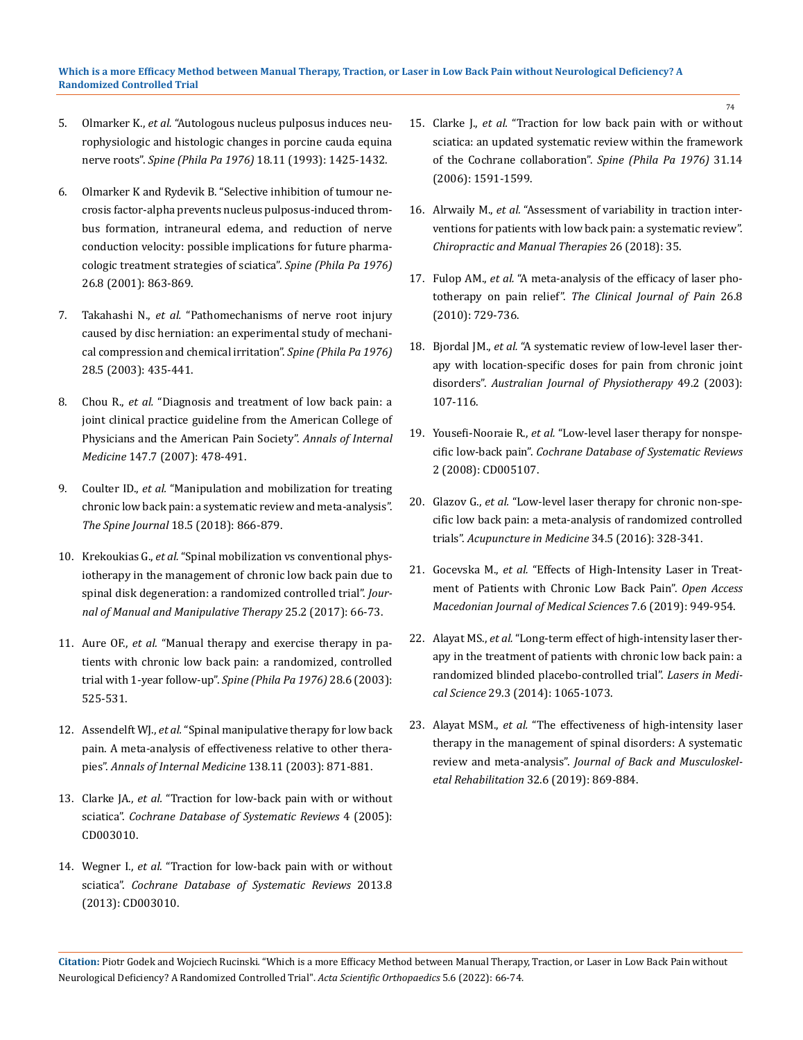5. Olmarker K., *et al.* "Autologous nucleus pulposus induces neurophysiologic and histologic changes in porcine cauda equina nerve roots". *Spine (Phila Pa 1976)* 18.11 (1993): 1425-1432.

6. Olmarker K and Rydevik B. "Selective inhibition of tumour necrosis factor-alpha prevents nucleus pulposus-induced thrombus formation, intraneural edema, and reduction of nerve conduction velocity: possible implications for future pharmacologic treatment strategies of sciatica". *Spine (Phila Pa 1976)* 26.8 (2001): 863-869.

7. Takahashi N., *et al.* "Pathomechanisms of nerve root injury caused by disc herniation: an experimental study of mechanical compression and chemical irritation". *Spine (Phila Pa 1976)* 28.5 (2003): 435-441.

8. Chou R., *et al.* "Diagnosis and treatment of low back pain: a joint clinical practice guideline from the American College of Physicians and the American Pain Society". *Annals of Internal Medicine* 147.7 (2007): 478-491.

9. Coulter ID., *et al.* "Manipulation and mobilization for treating chronic low back pain: a systematic review and meta-analysis". *The Spine Journal* 18.5 (2018): 866-879.

10. Krekoukias G., *et al.* "Spinal mobilization vs conventional physiotherapy in the management of chronic low back pain due to spinal disk degeneration: a randomized controlled trial". *Journal of Manual and Manipulative Therapy* 25.2 (2017): 66-73.

11. Aure OF., *et al.* "Manual therapy and exercise therapy in patients with chronic low back pain: a randomized, controlled trial with 1-year follow-up". *Spine (Phila Pa 1976)* 28.6 (2003): 525-531.

12. Assendelft WJ., *et al.* "Spinal manipulative therapy for low back pain. A meta-analysis of effectiveness relative to other therapies". *Annals of Internal Medicine* 138.11 (2003): 871-881.

13. Clarke JA., *et al.* "Traction for low-back pain with or without sciatica". *Cochrane Database of Systematic Reviews* 4 (2005): CD003010.

14. Wegner I., *et al.* "Traction for low-back pain with or without sciatica". *Cochrane Database of Systematic Reviews* 2013.8 (2013): CD003010.

15. Clarke J., *et al.* "Traction for low back pain with or without sciatica: an updated systematic review within the framework of the Cochrane collaboration". *Spine (Phila Pa 1976)* 31.14 (2006): 1591-1599.

16. Alrwaily M., *et al.* "Assessment of variability in traction interventions for patients with low back pain: a systematic review". *Chiropractic and Manual Therapies* 26 (2018): 35.

17. Fulop AM., *et al.* "A meta-analysis of the efficacy of laser phototherapy on pain relief". *The Clinical Journal of Pain* 26.8 (2010): 729-736.

18. Bjordal JM., *et al.* "A systematic review of low-level laser therapy with location-specific doses for pain from chronic joint disorders". *Australian Journal of Physiotherapy* 49.2 (2003): 107-116.

19. Yousefi-Nooraie R., *et al.* "Low-level laser therapy for nonspecific low-back pain". *Cochrane Database of Systematic Reviews* 2 (2008): CD005107.

20. Glazov G., *et al.* "Low-level laser therapy for chronic non-specific low back pain: a meta-analysis of randomized controlled trials". *Acupuncture in Medicine* 34.5 (2016): 328-341.

21. Gocevska M., *et al.* "Effects of High-Intensity Laser in Treatment of Patients with Chronic Low Back Pain". *Open Access Macedonian Journal of Medical Sciences* 7.6 (2019): 949-954.

22. Alayat MS., *et al.* "Long-term effect of high-intensity laser therapy in the treatment of patients with chronic low back pain: a randomized blinded placebo-controlled trial". *Lasers in Medical Science* 29.3 (2014): 1065-1073.

23. Alayat MSM., *et al.* "The effectiveness of high-intensity laser therapy in the management of spinal disorders: A systematic review and meta-analysis". *Journal of Back and Musculoskeletal Rehabilitation* 32.6 (2019): 869-884.